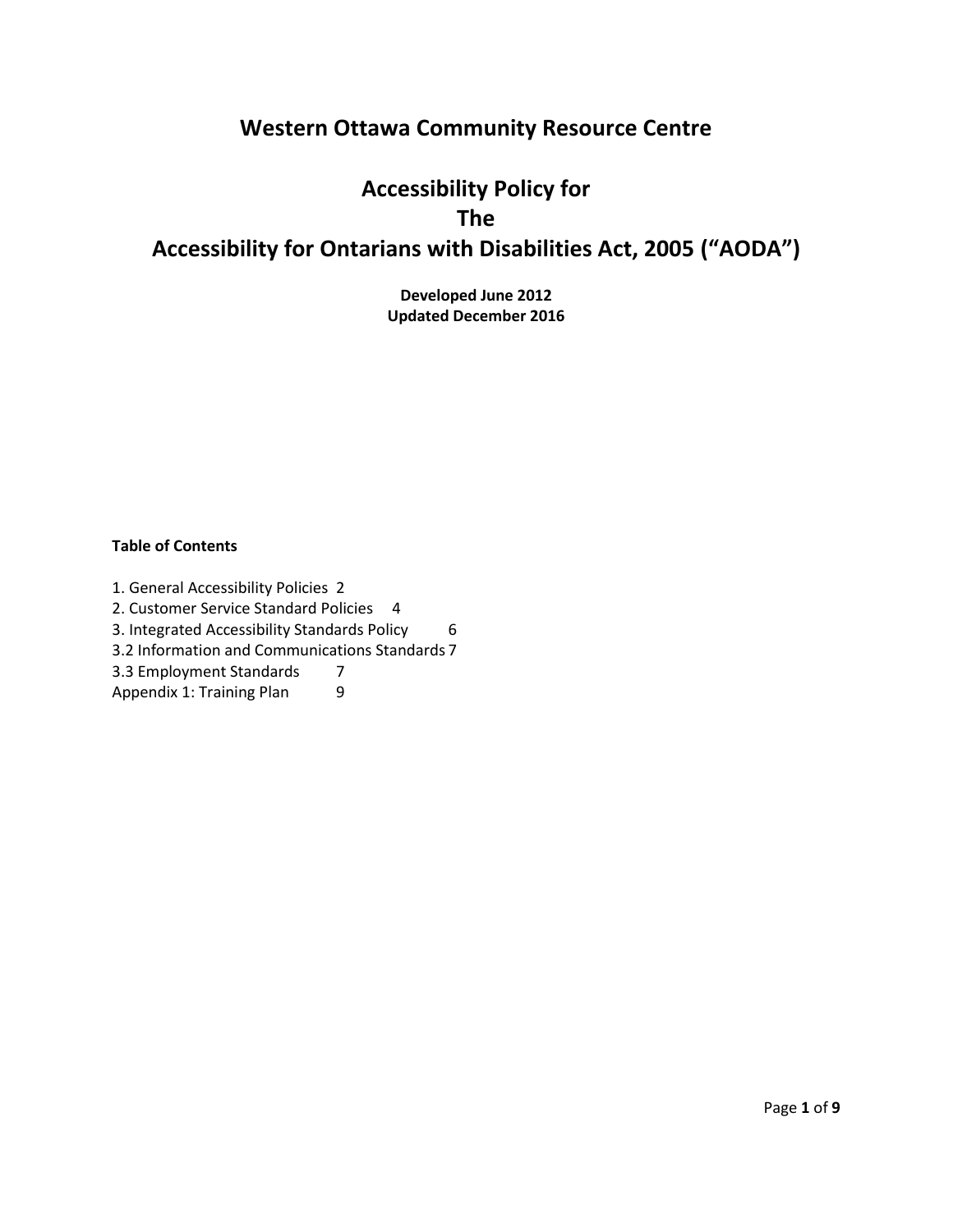# Western Ottawa Community Resource Centre

# Accessibility Policy for The Accessibility for Ontarians with Disabilities Act, 2005 ("AODA")

**Developed June 2012**
**Updated December 2016**

**Table of Contents**

1. General Accessibility Policies 2
2. Customer Service Standard Policies 4
3. Integrated Accessibility Standards Policy 6

3.2 Information and Communications Standards 7
3.3 Employment Standards 7
Appendix 1: Training Plan 9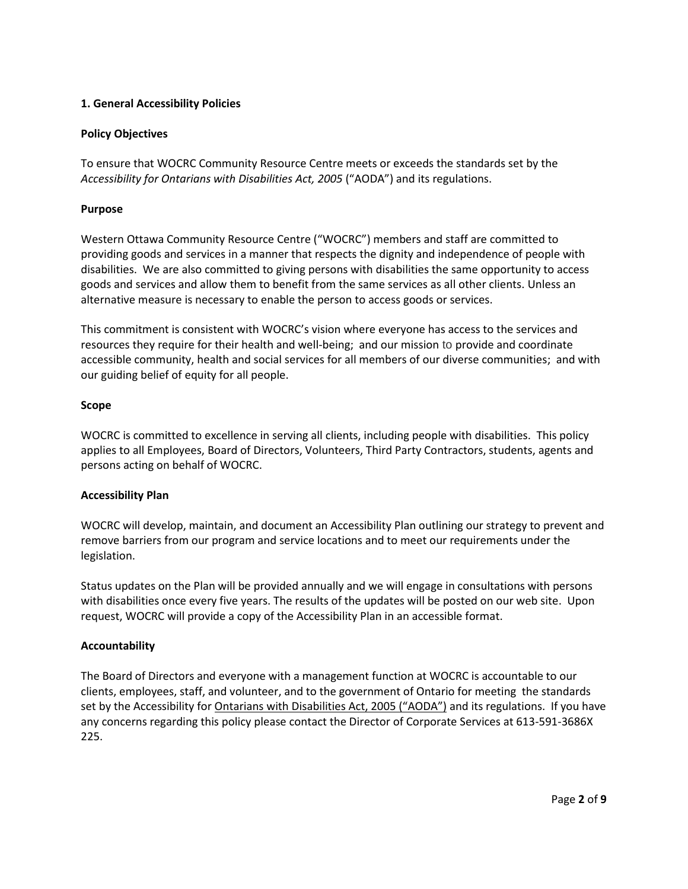## 1. General Accessibility Policies

### Policy Objectives

To ensure that WOCRC Community Resource Centre meets or exceeds the standards set by the *Accessibility for Ontarians with Disabilities Act, 2005* ("AODA") and its regulations.

### Purpose

Western Ottawa Community Resource Centre ("WOCRC") members and staff are committed to providing goods and services in a manner that respects the dignity and independence of people with disabilities. We are also committed to giving persons with disabilities the same opportunity to access goods and services and allow them to benefit from the same services as all other clients. Unless an alternative measure is necessary to enable the person to access goods or services.

This commitment is consistent with WOCRC's vision where everyone has access to the services and resources they require for their health and well-being; and our mission to provide and coordinate accessible community, health and social services for all members of our diverse communities; and with our guiding belief of equity for all people.

### Scope

WOCRC is committed to excellence in serving all clients, including people with disabilities. This policy applies to all Employees, Board of Directors, Volunteers, Third Party Contractors, students, agents and persons acting on behalf of WOCRC.

### Accessibility Plan

WOCRC will develop, maintain, and document an Accessibility Plan outlining our strategy to prevent and remove barriers from our program and service locations and to meet our requirements under the legislation.

Status updates on the Plan will be provided annually and we will engage in consultations with persons with disabilities once every five years. The results of the updates will be posted on our web site. Upon request, WOCRC will provide a copy of the Accessibility Plan in an accessible format.

### Accountability

The Board of Directors and everyone with a management function at WOCRC is accountable to our clients, employees, staff, and volunteer, and to the government of Ontario for meeting the standards set by the Accessibility for Ontarians with Disabilities Act, 2005 ("AODA") and its regulations. If you have any concerns regarding this policy please contact the Director of Corporate Services at 613-591-3686X 225.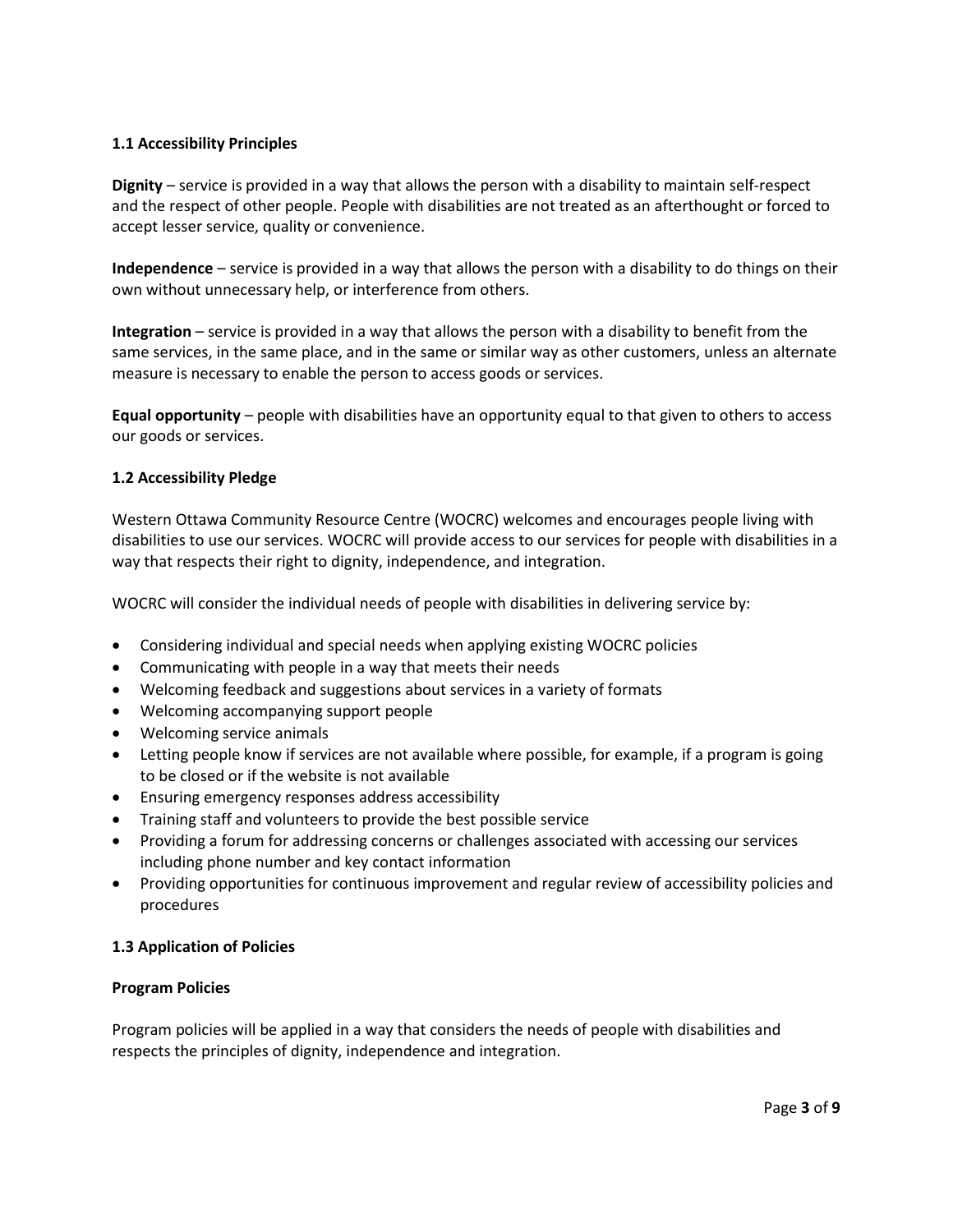### 1.1 Accessibility Principles

**Dignity** – service is provided in a way that allows the person with a disability to maintain self-respect and the respect of other people. People with disabilities are not treated as an afterthought or forced to accept lesser service, quality or convenience.

**Independence** – service is provided in a way that allows the person with a disability to do things on their own without unnecessary help, or interference from others.

**Integration** – service is provided in a way that allows the person with a disability to benefit from the same services, in the same place, and in the same or similar way as other customers, unless an alternate measure is necessary to enable the person to access goods or services.

**Equal opportunity** – people with disabilities have an opportunity equal to that given to others to access our goods or services.

### 1.2 Accessibility Pledge

Western Ottawa Community Resource Centre (WOCRC) welcomes and encourages people living with disabilities to use our services. WOCRC will provide access to our services for people with disabilities in a way that respects their right to dignity, independence, and integration.

WOCRC will consider the individual needs of people with disabilities in delivering service by:

- Considering individual and special needs when applying existing WOCRC policies
- Communicating with people in a way that meets their needs
- Welcoming feedback and suggestions about services in a variety of formats
- Welcoming accompanying support people
- Welcoming service animals
- Letting people know if services are not available where possible, for example, if a program is going to be closed or if the website is not available
- Ensuring emergency responses address accessibility
- Training staff and volunteers to provide the best possible service
- Providing a forum for addressing concerns or challenges associated with accessing our services including phone number and key contact information
- Providing opportunities for continuous improvement and regular review of accessibility policies and procedures

### 1.3 Application of Policies

**Program Policies**

Program policies will be applied in a way that considers the needs of people with disabilities and respects the principles of dignity, independence and integration.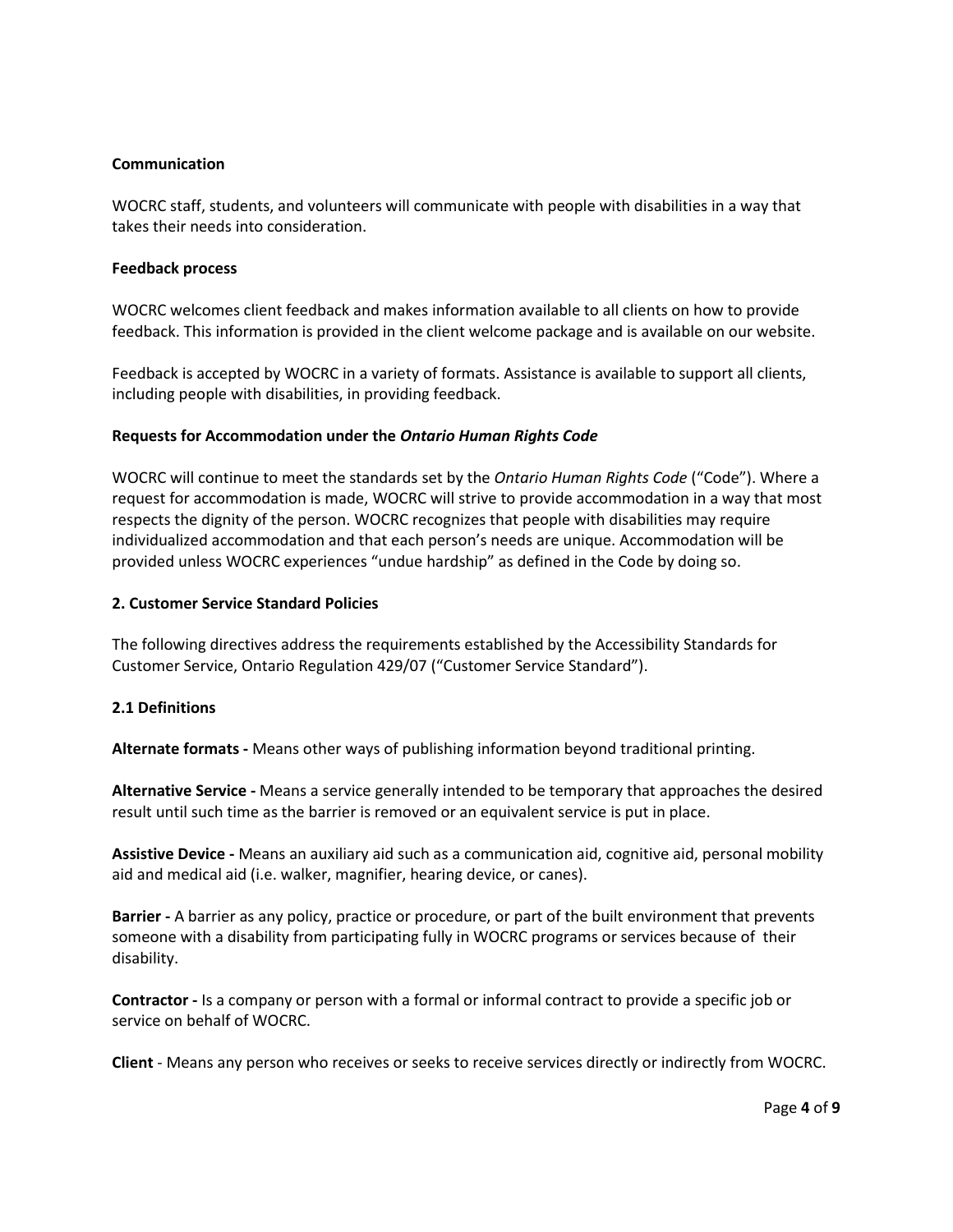**Communication**

WOCRC staff, students, and volunteers will communicate with people with disabilities in a way that takes their needs into consideration.

**Feedback process**

WOCRC welcomes client feedback and makes information available to all clients on how to provide feedback. This information is provided in the client welcome package and is available on our website.

Feedback is accepted by WOCRC in a variety of formats. Assistance is available to support all clients, including people with disabilities, in providing feedback.

**Requests for Accommodation under the *Ontario Human Rights Code***

WOCRC will continue to meet the standards set by the *Ontario Human Rights Code* ("Code"). Where a request for accommodation is made, WOCRC will strive to provide accommodation in a way that most respects the dignity of the person. WOCRC recognizes that people with disabilities may require individualized accommodation and that each person's needs are unique. Accommodation will be provided unless WOCRC experiences "undue hardship" as defined in the Code by doing so.

## 2. Customer Service Standard Policies

The following directives address the requirements established by the Accessibility Standards for Customer Service, Ontario Regulation 429/07 ("Customer Service Standard").

### 2.1 Definitions

**Alternate formats -** Means other ways of publishing information beyond traditional printing.

**Alternative Service -** Means a service generally intended to be temporary that approaches the desired result until such time as the barrier is removed or an equivalent service is put in place.

**Assistive Device -** Means an auxiliary aid such as a communication aid, cognitive aid, personal mobility aid and medical aid (i.e. walker, magnifier, hearing device, or canes).

**Barrier -** A barrier as any policy, practice or procedure, or part of the built environment that prevents someone with a disability from participating fully in WOCRC programs or services because of their disability.

**Contractor -** Is a company or person with a formal or informal contract to provide a specific job or service on behalf of WOCRC.

**Client** - Means any person who receives or seeks to receive services directly or indirectly from WOCRC.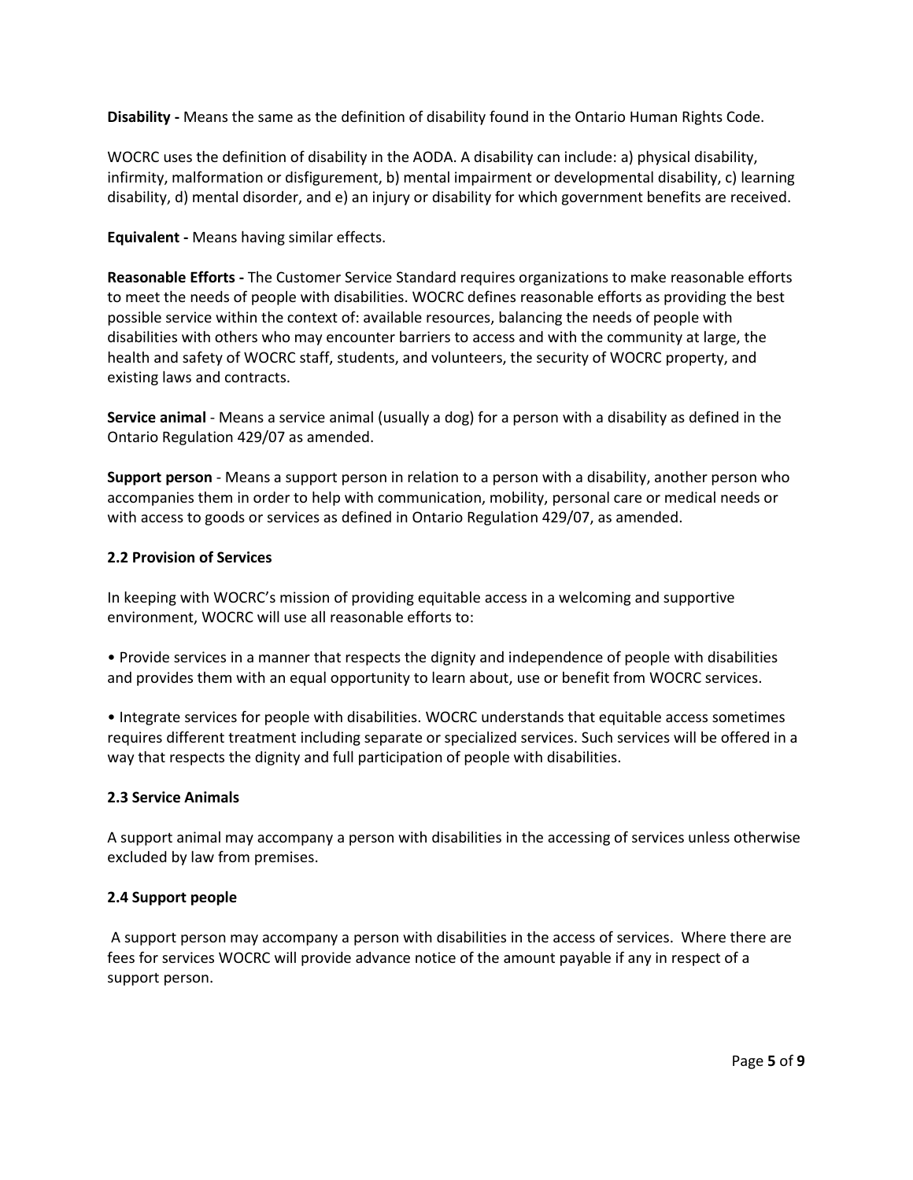**Disability -** Means the same as the definition of disability found in the Ontario Human Rights Code.

WOCRC uses the definition of disability in the AODA. A disability can include: a) physical disability, infirmity, malformation or disfigurement, b) mental impairment or developmental disability, c) learning disability, d) mental disorder, and e) an injury or disability for which government benefits are received.

**Equivalent -** Means having similar effects.

**Reasonable Efforts -** The Customer Service Standard requires organizations to make reasonable efforts to meet the needs of people with disabilities. WOCRC defines reasonable efforts as providing the best possible service within the context of: available resources, balancing the needs of people with disabilities with others who may encounter barriers to access and with the community at large, the health and safety of WOCRC staff, students, and volunteers, the security of WOCRC property, and existing laws and contracts.

**Service animal** - Means a service animal (usually a dog) for a person with a disability as defined in the Ontario Regulation 429/07 as amended.

**Support person** - Means a support person in relation to a person with a disability, another person who accompanies them in order to help with communication, mobility, personal care or medical needs or with access to goods or services as defined in Ontario Regulation 429/07, as amended.

### 2.2 Provision of Services

In keeping with WOCRC's mission of providing equitable access in a welcoming and supportive environment, WOCRC will use all reasonable efforts to:

• Provide services in a manner that respects the dignity and independence of people with disabilities and provides them with an equal opportunity to learn about, use or benefit from WOCRC services.

• Integrate services for people with disabilities. WOCRC understands that equitable access sometimes requires different treatment including separate or specialized services. Such services will be offered in a way that respects the dignity and full participation of people with disabilities.

### 2.3 Service Animals

A support animal may accompany a person with disabilities in the accessing of services unless otherwise excluded by law from premises.

### 2.4 Support people

A support person may accompany a person with disabilities in the access of services. Where there are fees for services WOCRC will provide advance notice of the amount payable if any in respect of a support person.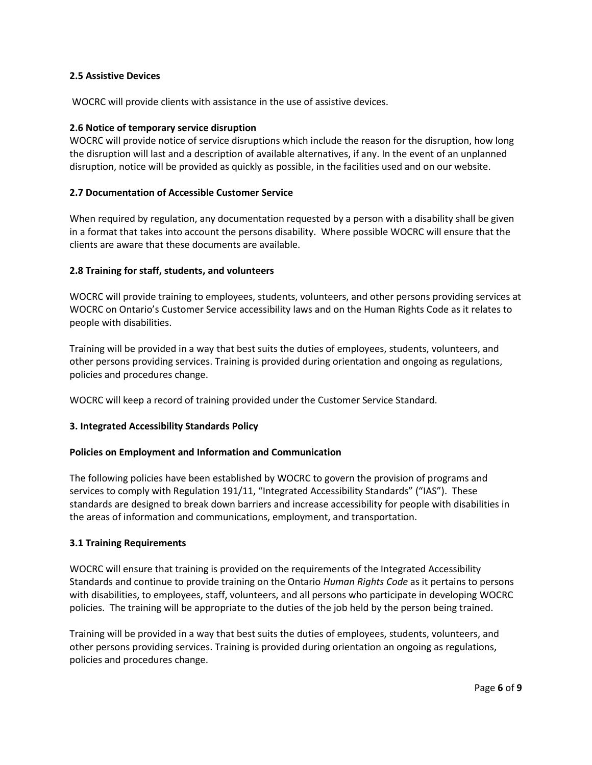**2.5 Assistive Devices**

WOCRC will provide clients with assistance in the use of assistive devices.

**2.6 Notice of temporary service disruption**

WOCRC will provide notice of service disruptions which include the reason for the disruption, how long the disruption will last and a description of available alternatives, if any. In the event of an unplanned disruption, notice will be provided as quickly as possible, in the facilities used and on our website.

**2.7 Documentation of Accessible Customer Service**

When required by regulation, any documentation requested by a person with a disability shall be given in a format that takes into account the persons disability. Where possible WOCRC will ensure that the clients are aware that these documents are available.

**2.8 Training for staff, students, and volunteers**

WOCRC will provide training to employees, students, volunteers, and other persons providing services at WOCRC on Ontario's Customer Service accessibility laws and on the Human Rights Code as it relates to people with disabilities.

Training will be provided in a way that best suits the duties of employees, students, volunteers, and other persons providing services. Training is provided during orientation and ongoing as regulations, policies and procedures change.

WOCRC will keep a record of training provided under the Customer Service Standard.

**3. Integrated Accessibility Standards Policy**

**Policies on Employment and Information and Communication**

The following policies have been established by WOCRC to govern the provision of programs and services to comply with Regulation 191/11, "Integrated Accessibility Standards" ("IAS"). These standards are designed to break down barriers and increase accessibility for people with disabilities in the areas of information and communications, employment, and transportation.

**3.1 Training Requirements**

WOCRC will ensure that training is provided on the requirements of the Integrated Accessibility Standards and continue to provide training on the Ontario *Human Rights Code* as it pertains to persons with disabilities, to employees, staff, volunteers, and all persons who participate in developing WOCRC policies. The training will be appropriate to the duties of the job held by the person being trained.

Training will be provided in a way that best suits the duties of employees, students, volunteers, and other persons providing services. Training is provided during orientation an ongoing as regulations, policies and procedures change.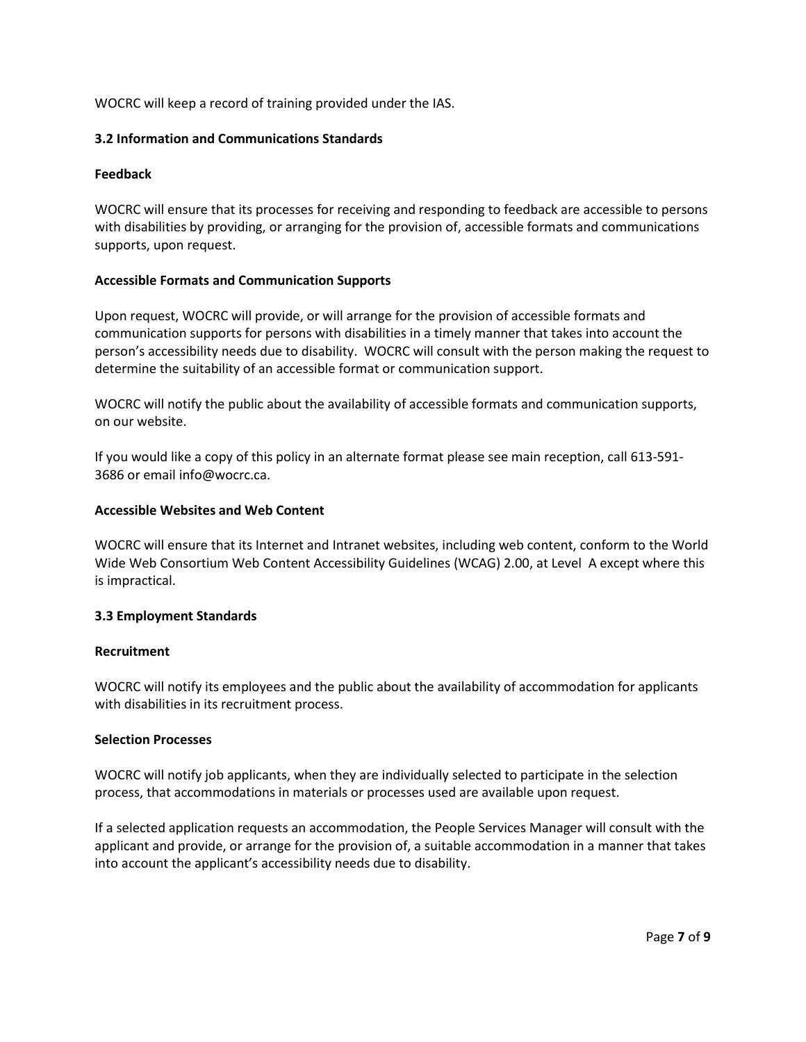WOCRC will keep a record of training provided under the IAS.

### 3.2 Information and Communications Standards

#### Feedback

WOCRC will ensure that its processes for receiving and responding to feedback are accessible to persons with disabilities by providing, or arranging for the provision of, accessible formats and communications supports, upon request.

#### Accessible Formats and Communication Supports

Upon request, WOCRC will provide, or will arrange for the provision of accessible formats and communication supports for persons with disabilities in a timely manner that takes into account the person's accessibility needs due to disability. WOCRC will consult with the person making the request to determine the suitability of an accessible format or communication support.

WOCRC will notify the public about the availability of accessible formats and communication supports, on our website.

If you would like a copy of this policy in an alternate format please see main reception, call 613-591-3686 or email info@wocrc.ca.

#### Accessible Websites and Web Content

WOCRC will ensure that its Internet and Intranet websites, including web content, conform to the World Wide Web Consortium Web Content Accessibility Guidelines (WCAG) 2.00, at Level A except where this is impractical.

### 3.3 Employment Standards

#### Recruitment

WOCRC will notify its employees and the public about the availability of accommodation for applicants with disabilities in its recruitment process.

#### Selection Processes

WOCRC will notify job applicants, when they are individually selected to participate in the selection process, that accommodations in materials or processes used are available upon request.

If a selected application requests an accommodation, the People Services Manager will consult with the applicant and provide, or arrange for the provision of, a suitable accommodation in a manner that takes into account the applicant's accessibility needs due to disability.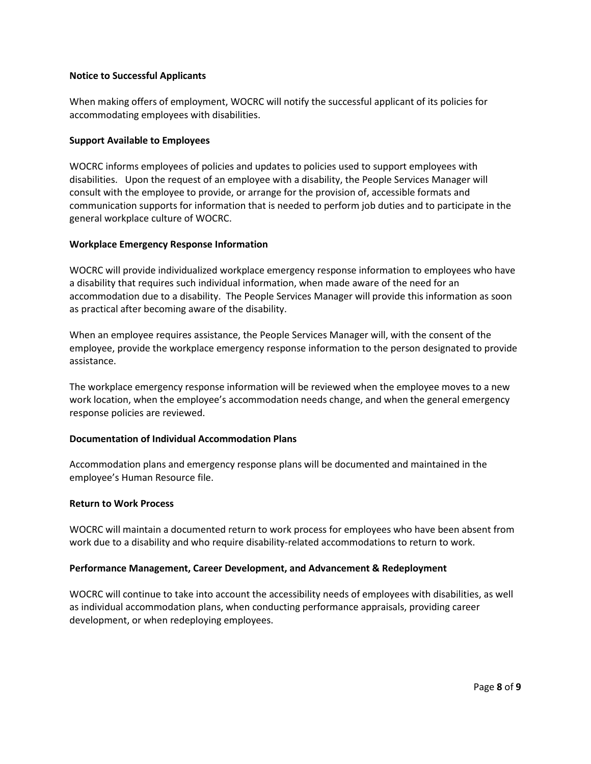**Notice to Successful Applicants**

When making offers of employment, WOCRC will notify the successful applicant of its policies for accommodating employees with disabilities.

**Support Available to Employees**

WOCRC informs employees of policies and updates to policies used to support employees with disabilities. Upon the request of an employee with a disability, the People Services Manager will consult with the employee to provide, or arrange for the provision of, accessible formats and communication supports for information that is needed to perform job duties and to participate in the general workplace culture of WOCRC.

**Workplace Emergency Response Information**

WOCRC will provide individualized workplace emergency response information to employees who have a disability that requires such individual information, when made aware of the need for an accommodation due to a disability. The People Services Manager will provide this information as soon as practical after becoming aware of the disability.

When an employee requires assistance, the People Services Manager will, with the consent of the employee, provide the workplace emergency response information to the person designated to provide assistance.

The workplace emergency response information will be reviewed when the employee moves to a new work location, when the employee's accommodation needs change, and when the general emergency response policies are reviewed.

**Documentation of Individual Accommodation Plans**

Accommodation plans and emergency response plans will be documented and maintained in the employee's Human Resource file.

**Return to Work Process**

WOCRC will maintain a documented return to work process for employees who have been absent from work due to a disability and who require disability-related accommodations to return to work.

**Performance Management, Career Development, and Advancement & Redeployment**

WOCRC will continue to take into account the accessibility needs of employees with disabilities, as well as individual accommodation plans, when conducting performance appraisals, providing career development, or when redeploying employees.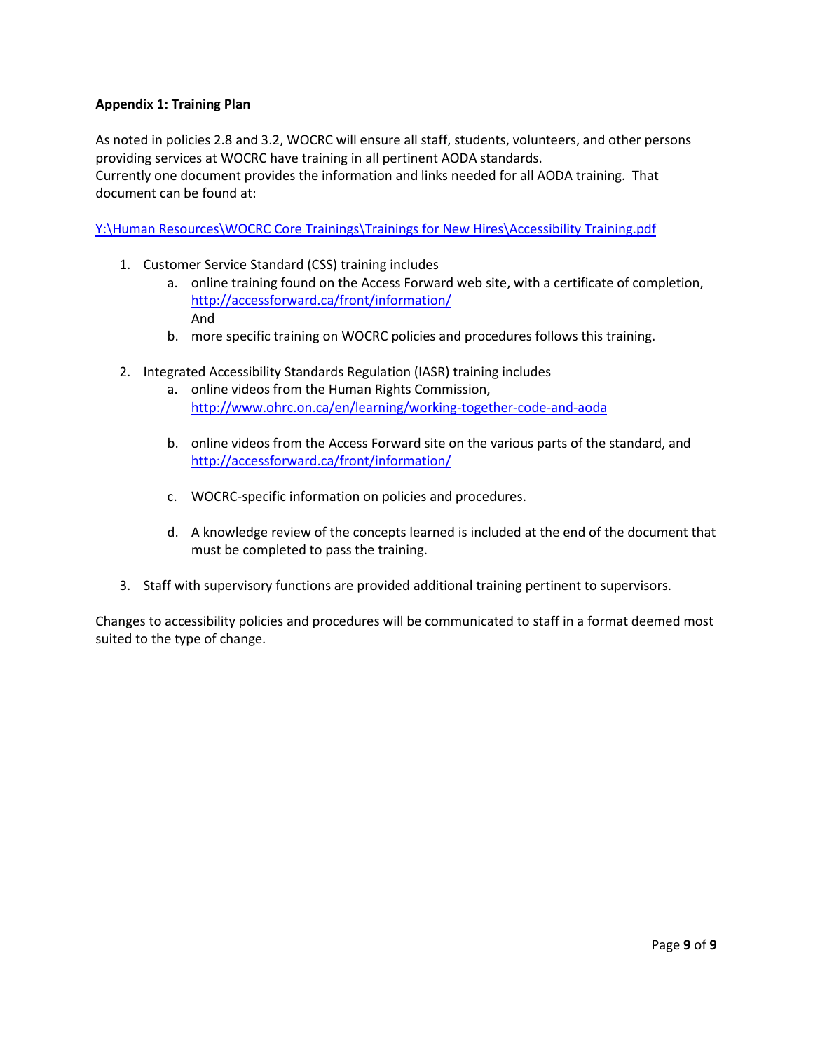**Appendix 1: Training Plan**

As noted in policies 2.8 and 3.2, WOCRC will ensure all staff, students, volunteers, and other persons providing services at WOCRC have training in all pertinent AODA standards.
Currently one document provides the information and links needed for all AODA training. That document can be found at:

Y:\Human Resources\WOCRC Core Trainings\Trainings for New Hires\Accessibility Training.pdf

1. Customer Service Standard (CSS) training includes
   a. online training found on the Access Forward web site, with a certificate of completion, http://accessforward.ca/front/information/
      And
   b. more specific training on WOCRC policies and procedures follows this training.

2. Integrated Accessibility Standards Regulation (IASR) training includes
   a. online videos from the Human Rights Commission, http://www.ohrc.on.ca/en/learning/working-together-code-and-aoda

   b. online videos from the Access Forward site on the various parts of the standard, and http://accessforward.ca/front/information/

   c. WOCRC-specific information on policies and procedures.

   d. A knowledge review of the concepts learned is included at the end of the document that must be completed to pass the training.

3. Staff with supervisory functions are provided additional training pertinent to supervisors.

Changes to accessibility policies and procedures will be communicated to staff in a format deemed most suited to the type of change.